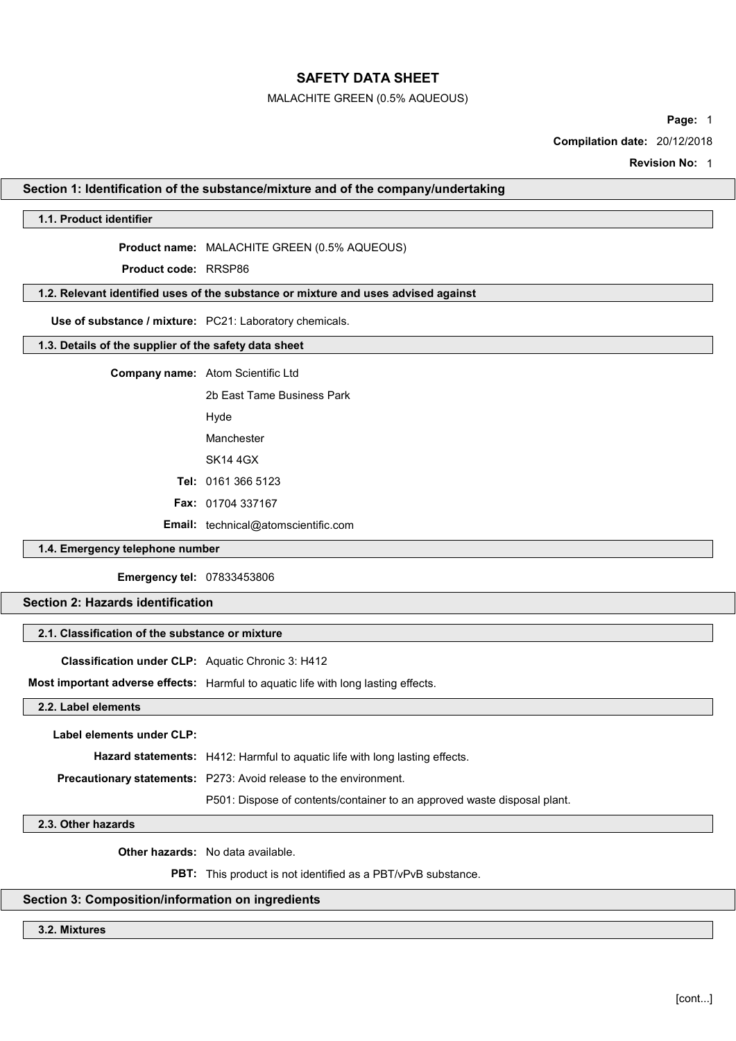# SAFETY DATA SHEET

MALACHITE GREEN (0.5% AQUEOUS)

**Page:** 1

**Compilation date:** 20/12/2018

**Revision No:** 1

## Section 1: Identification of the substance/mixture and of the company/undertaking

### 1.1. Product identifier

**Product name:** MALACHITE GREEN (0.5% AQUEOUS)

**Product code:** RRSP86

### 1.2. Relevant identified uses of the substance or mixture and uses advised against

**Use of substance / mixture:** PC21: Laboratory chemicals.

### 1.3. Details of the supplier of the safety data sheet

**Company name:** Atom Scientific Ltd

2b East Tame Business Park

Hyde

Manchester

SK14 4GX

**Tel:** 0161 366 5123

**Fax:** 01704 337167

**Email:** technical@atomscientific.com

### 1.4. Emergency telephone number

**Emergency tel:** 07833453806

## Section 2: Hazards identification

### 2.1. Classification of the substance or mixture

**Classification under CLP:** Aquatic Chronic 3: H412

**Most important adverse effects:** Harmful to aquatic life with long lasting effects.

### 2.2. Label elements

**Label elements under CLP:**

**Hazard statements:** H412: Harmful to aquatic life with long lasting effects.

**Precautionary statements:** P273: Avoid release to the environment.

P501: Dispose of contents/container to an approved waste disposal plant.

### 2.3. Other hazards

**Other hazards:** No data available.

**PBT:** This product is not identified as a PBT/vPvB substance.

## Section 3: Composition/information on ingredients

### 3.2. Mixtures

[cont...]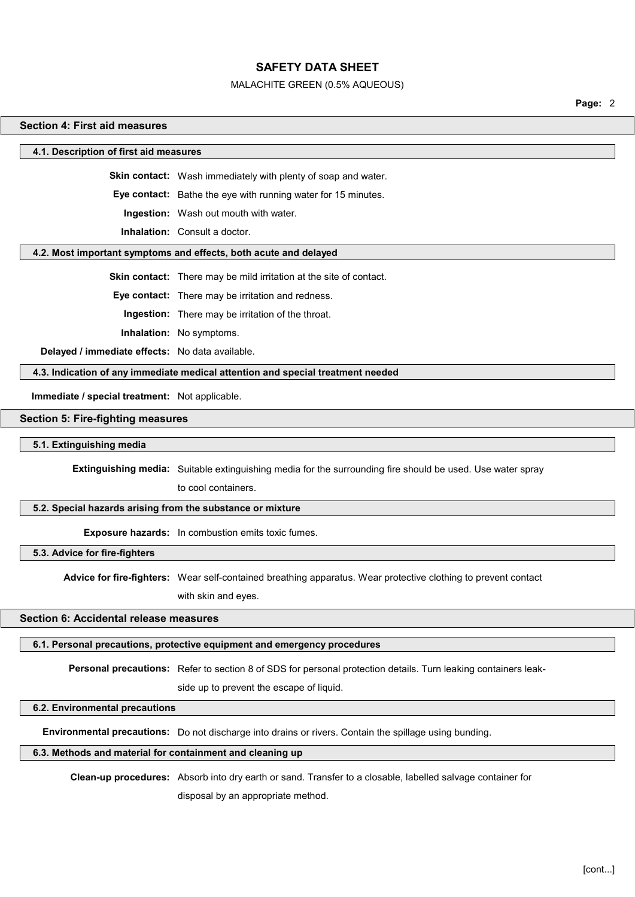## Section 4: First aid measures

### 4.1. Description of first aid measures

**Skin contact:** Wash immediately with plenty of soap and water.

**Eye contact:** Bathe the eye with running water for 15 minutes.

**Ingestion:** Wash out mouth with water.

**Inhalation:** Consult a doctor.

### 4.2. Most important symptoms and effects, both acute and delayed

**Skin contact:** There may be mild irritation at the site of contact.

**Eye contact:** There may be irritation and redness.

**Ingestion:** There may be irritation of the throat.

**Inhalation:** No symptoms.

**Delayed / immediate effects:** No data available.

### 4.3. Indication of any immediate medical attention and special treatment needed

**Immediate / special treatment:** Not applicable.

## Section 5: Fire-fighting measures

### 5.1. Extinguishing media

**Extinguishing media:** Suitable extinguishing media for the surrounding fire should be used. Use water spray to cool containers.

### 5.2. Special hazards arising from the substance or mixture

**Exposure hazards:** In combustion emits toxic fumes.

### 5.3. Advice for fire-fighters

**Advice for fire-fighters:** Wear self-contained breathing apparatus. Wear protective clothing to prevent contact with skin and eyes.

## Section 6: Accidental release measures

### 6.1. Personal precautions, protective equipment and emergency procedures

**Personal precautions:** Refer to section 8 of SDS for personal protection details. Turn leaking containers leak-side up to prevent the escape of liquid.

### 6.2. Environmental precautions

**Environmental precautions:** Do not discharge into drains or rivers. Contain the spillage using bunding.

### 6.3. Methods and material for containment and cleaning up

**Clean-up procedures:** Absorb into dry earth or sand. Transfer to a closable, labelled salvage container for disposal by an appropriate method.

[cont...]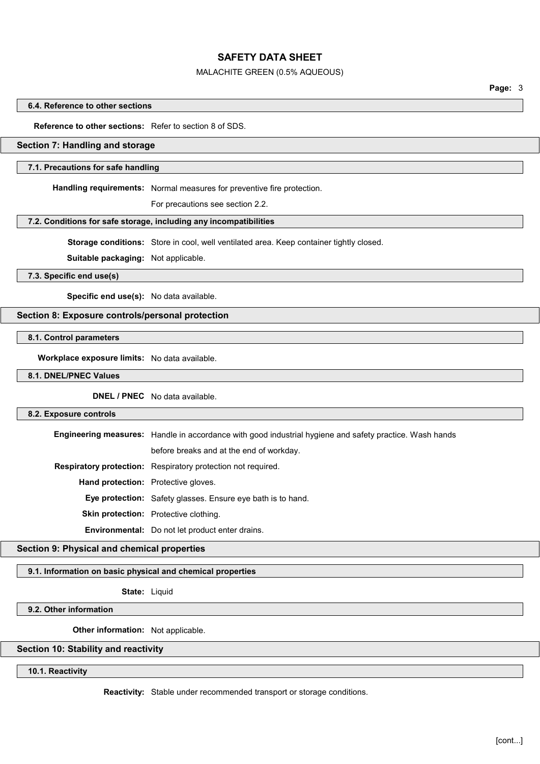### 6.4. Reference to other sections

**Reference to other sections:** Refer to section 8 of SDS.

## Section 7: Handling and storage

### 7.1. Precautions for safe handling

**Handling requirements:** Normal measures for preventive fire protection.

For precautions see section 2.2.

### 7.2. Conditions for safe storage, including any incompatibilities

**Storage conditions:** Store in cool, well ventilated area. Keep container tightly closed.

**Suitable packaging:** Not applicable.

### 7.3. Specific end use(s)

**Specific end use(s):** No data available.

## Section 8: Exposure controls/personal protection

### 8.1. Control parameters

**Workplace exposure limits:** No data available.

### 8.1. DNEL/PNEC Values

**DNEL / PNEC** No data available.

### 8.2. Exposure controls

**Engineering measures:** Handle in accordance with good industrial hygiene and safety practice. Wash hands before breaks and at the end of workday.

**Respiratory protection:** Respiratory protection not required.

**Hand protection:** Protective gloves.

**Eye protection:** Safety glasses. Ensure eye bath is to hand.

**Skin protection:** Protective clothing.

**Environmental:** Do not let product enter drains.

## Section 9: Physical and chemical properties

### 9.1. Information on basic physical and chemical properties

**State:** Liquid

### 9.2. Other information

**Other information:** Not applicable.

## Section 10: Stability and reactivity

### 10.1. Reactivity

**Reactivity:** Stable under recommended transport or storage conditions.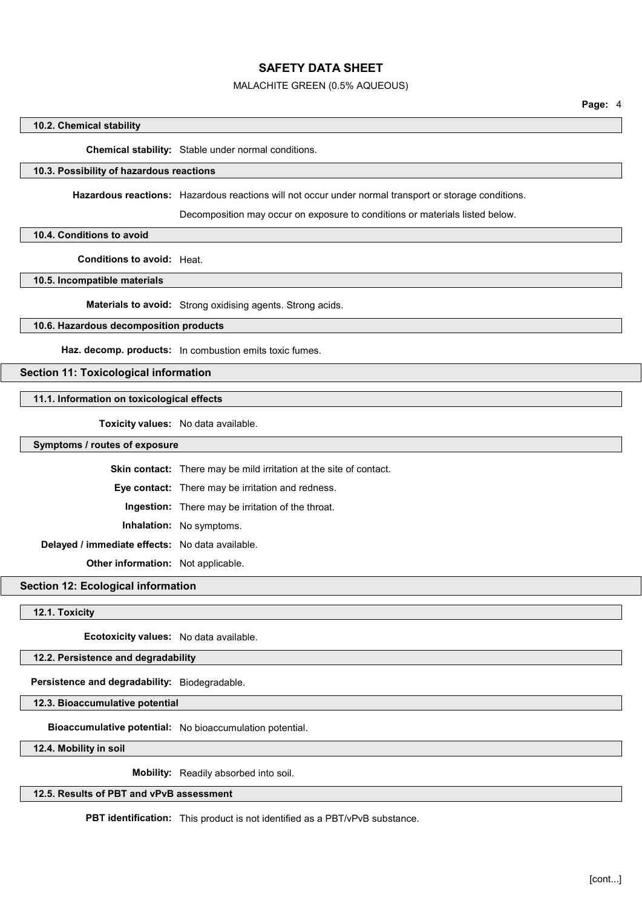#### 10.2. Chemical stability

**Chemical stability:** Stable under normal conditions.

#### 10.3. Possibility of hazardous reactions

**Hazardous reactions:** Hazardous reactions will not occur under normal transport or storage conditions.

Decomposition may occur on exposure to conditions or materials listed below.

#### 10.4. Conditions to avoid

**Conditions to avoid:** Heat.

#### 10.5. Incompatible materials

**Materials to avoid:** Strong oxidising agents. Strong acids.

#### 10.6. Hazardous decomposition products

**Haz. decomp. products:** In combustion emits toxic fumes.

### Section 11: Toxicological information

#### 11.1. Information on toxicological effects

**Toxicity values:** No data available.

#### Symptoms / routes of exposure

**Skin contact:** There may be mild irritation at the site of contact.

**Eye contact:** There may be irritation and redness.

**Ingestion:** There may be irritation of the throat.

**Inhalation:** No symptoms.

**Delayed / immediate effects:** No data available.

**Other information:** Not applicable.

### Section 12: Ecological information

#### 12.1. Toxicity

**Ecotoxicity values:** No data available.

#### 12.2. Persistence and degradability

**Persistence and degradability:** Biodegradable.

#### 12.3. Bioaccumulative potential

**Bioaccumulative potential:** No bioaccumulation potential.

#### 12.4. Mobility in soil

**Mobility:** Readily absorbed into soil.

#### 12.5. Results of PBT and vPvB assessment

**PBT identification:** This product is not identified as a PBT/vPvB substance.

[cont...]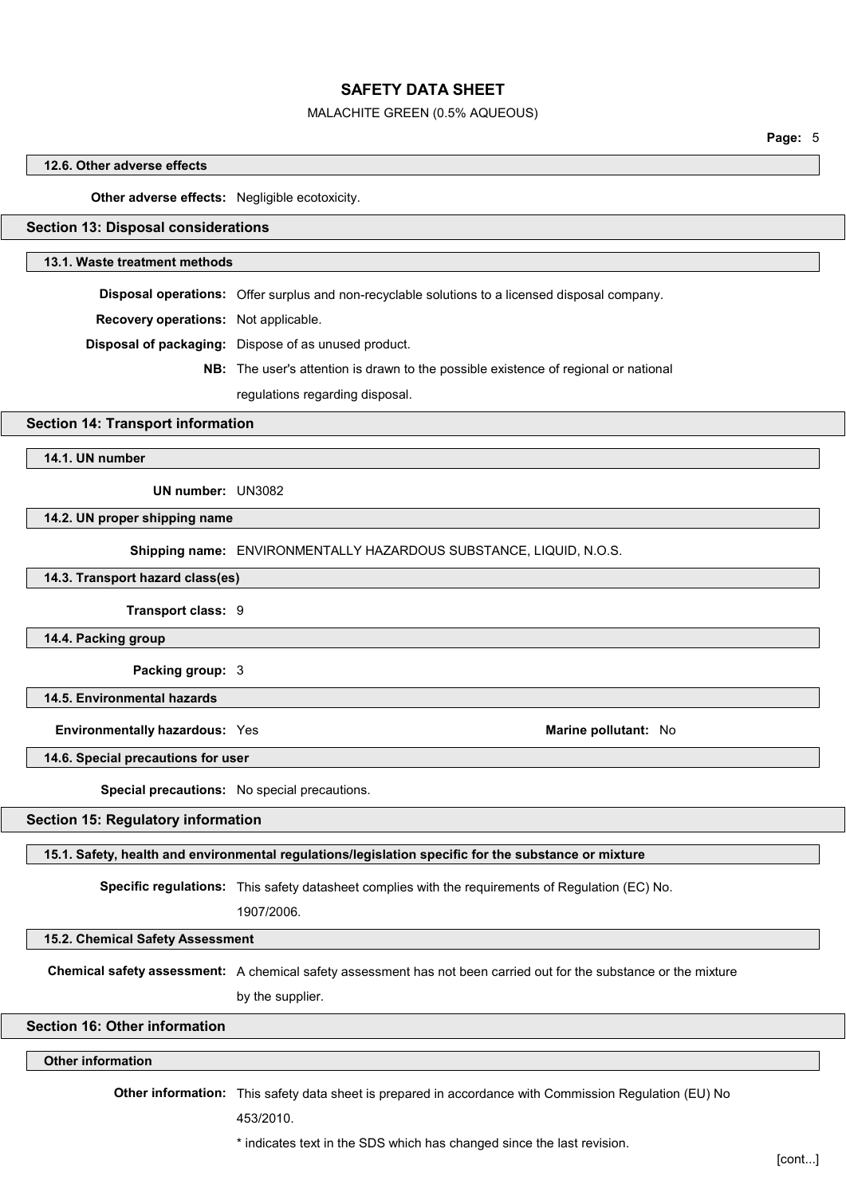### 12.6. Other adverse effects

**Other adverse effects:** Negligible ecotoxicity.

## Section 13: Disposal considerations

### 13.1. Waste treatment methods

**Disposal operations:** Offer surplus and non-recyclable solutions to a licensed disposal company.

**Recovery operations:** Not applicable.

**Disposal of packaging:** Dispose of as unused product.

**NB:** The user's attention is drawn to the possible existence of regional or national regulations regarding disposal.

## Section 14: Transport information

### 14.1. UN number

**UN number:** UN3082

### 14.2. UN proper shipping name

**Shipping name:** ENVIRONMENTALLY HAZARDOUS SUBSTANCE, LIQUID, N.O.S.

### 14.3. Transport hazard class(es)

**Transport class:** 9

### 14.4. Packing group

**Packing group:** 3

### 14.5. Environmental hazards

**Environmentally hazardous:** Yes

**Marine pollutant:** No

### 14.6. Special precautions for user

**Special precautions:** No special precautions.

## Section 15: Regulatory information

### 15.1. Safety, health and environmental regulations/legislation specific for the substance or mixture

**Specific regulations:** This safety datasheet complies with the requirements of Regulation (EC) No. 1907/2006.

### 15.2. Chemical Safety Assessment

**Chemical safety assessment:** A chemical safety assessment has not been carried out for the substance or the mixture by the supplier.

## Section 16: Other information

### Other information

**Other information:** This safety data sheet is prepared in accordance with Commission Regulation (EU) No 453/2010.

* indicates text in the SDS which has changed since the last revision.

[cont...]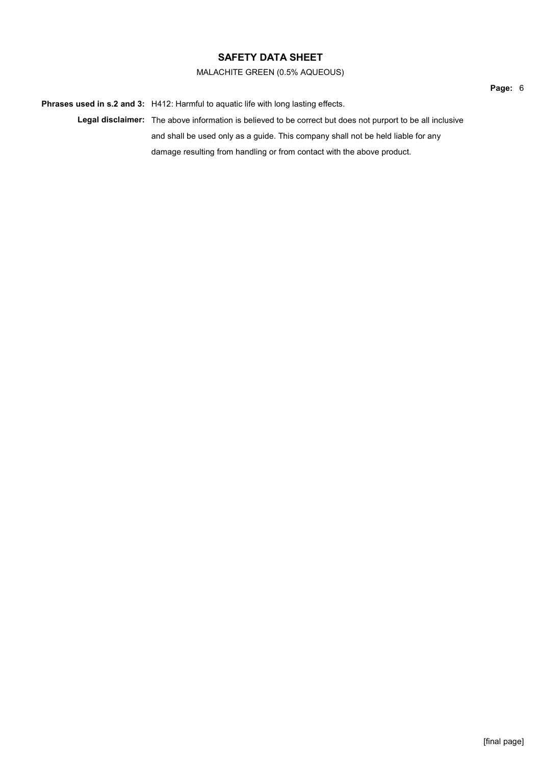**Phrases used in s.2 and 3:** H412: Harmful to aquatic life with long lasting effects.

**Legal disclaimer:** The above information is believed to be correct but does not purport to be all inclusive and shall be used only as a guide. This company shall not be held liable for any damage resulting from handling or from contact with the above product.

[final page]